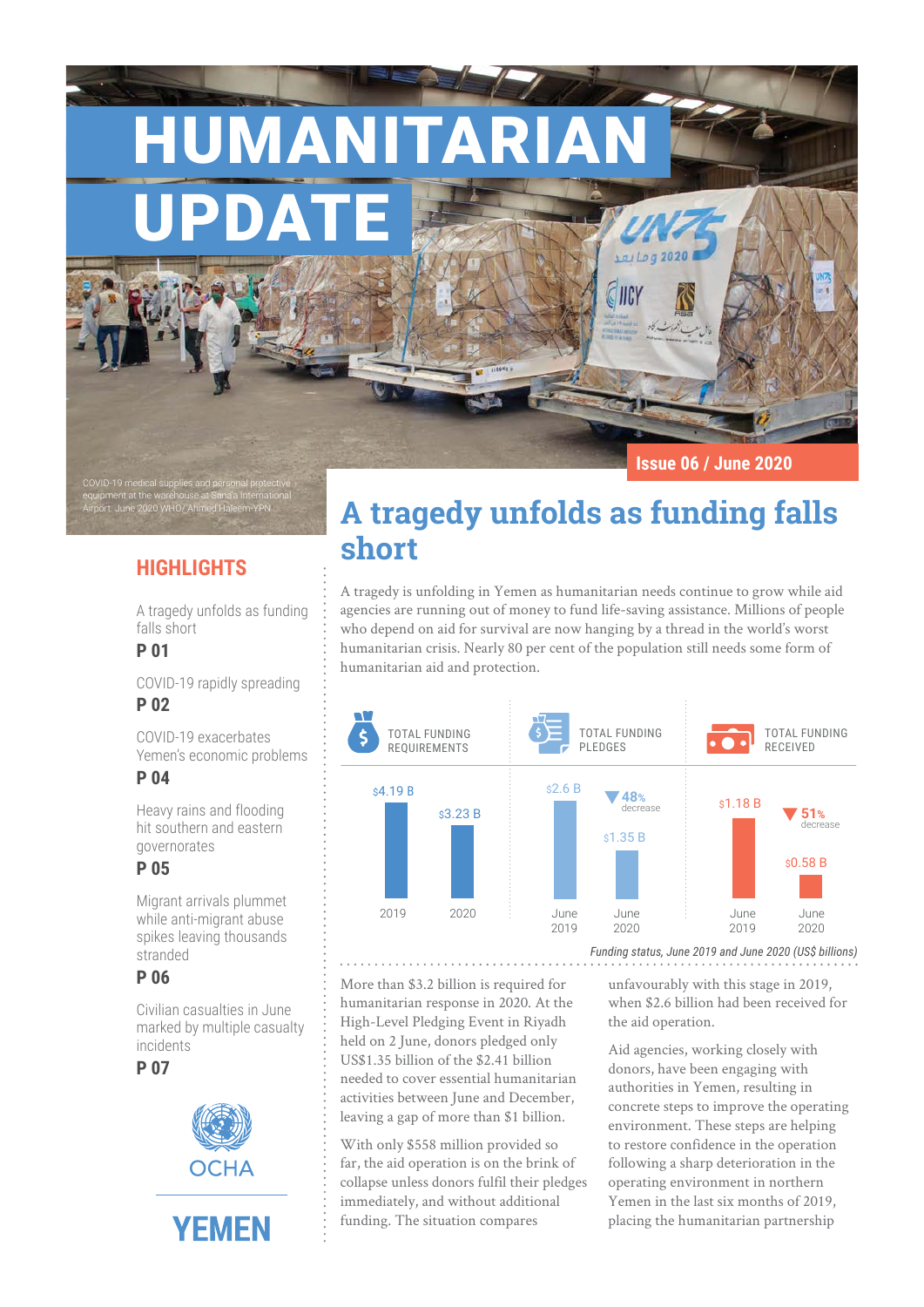# HUMANITARIAN UPDATE

Issue 06 / June 2020

COVID-19 medical supplies and personal protective equipment at the warehouse at Sana'a International Airport. June 2020 WHO/ Ahmed Haleem-YPN

## HIGHLIGHTS

- A tragedy unfolds as funding falls short **P 01**
- COVID-19 rapidly spreading **P 02**
- COVID-19 exacerbates Yemen's economic problems **P 04**
- Heavy rains and flooding hit southern and eastern governorates **P 05**
- Migrant arrivals plummet while anti-migrant abuse spikes leaving thousands stranded **P 06**
- Civilian casualties in June marked by multiple casualty incidents **P 07**

OCHA

YEMEN

## A tragedy unfolds as funding falls short

A tragedy is unfolding in Yemen as humanitarian needs continue to grow while aid agencies are running out of money to fund life-saving assistance. Millions of people who depend on aid for survival are now hanging by a thread in the world's worst humanitarian crisis. Nearly 80 per cent of the population still needs some form of humanitarian aid and protection.

| | 2019 / June 2019 | 2020 / June 2020 | Change |
|---|---|---|---|
| TOTAL FUNDING REQUIREMENTS | $4.19 B | $3.23 B | |
| TOTAL FUNDING PLEDGES | $2.6 B | $1.35 B | 48% decrease |
| TOTAL FUNDING RECEIVED | $1.18 B | $0.58 B | 51% decrease |

*Funding status, June 2019 and June 2020 (US$ billions)*

More than $3.2 billion is required for humanitarian response in 2020. At the High-Level Pledging Event in Riyadh held on 2 June, donors pledged only US$1.35 billion of the $2.41 billion needed to cover essential humanitarian activities between June and December, leaving a gap of more than $1 billion.

With only $558 million provided so far, the aid operation is on the brink of collapse unless donors fulfil their pledges immediately, and without additional funding. The situation compares unfavourably with this stage in 2019, when $2.6 billion had been received for the aid operation.

Aid agencies, working closely with donors, have been engaging with authorities in Yemen, resulting in concrete steps to improve the operating environment. These steps are helping to restore confidence in the operation following a sharp deterioration in the operating environment in northern Yemen in the last six months of 2019, placing the humanitarian partnership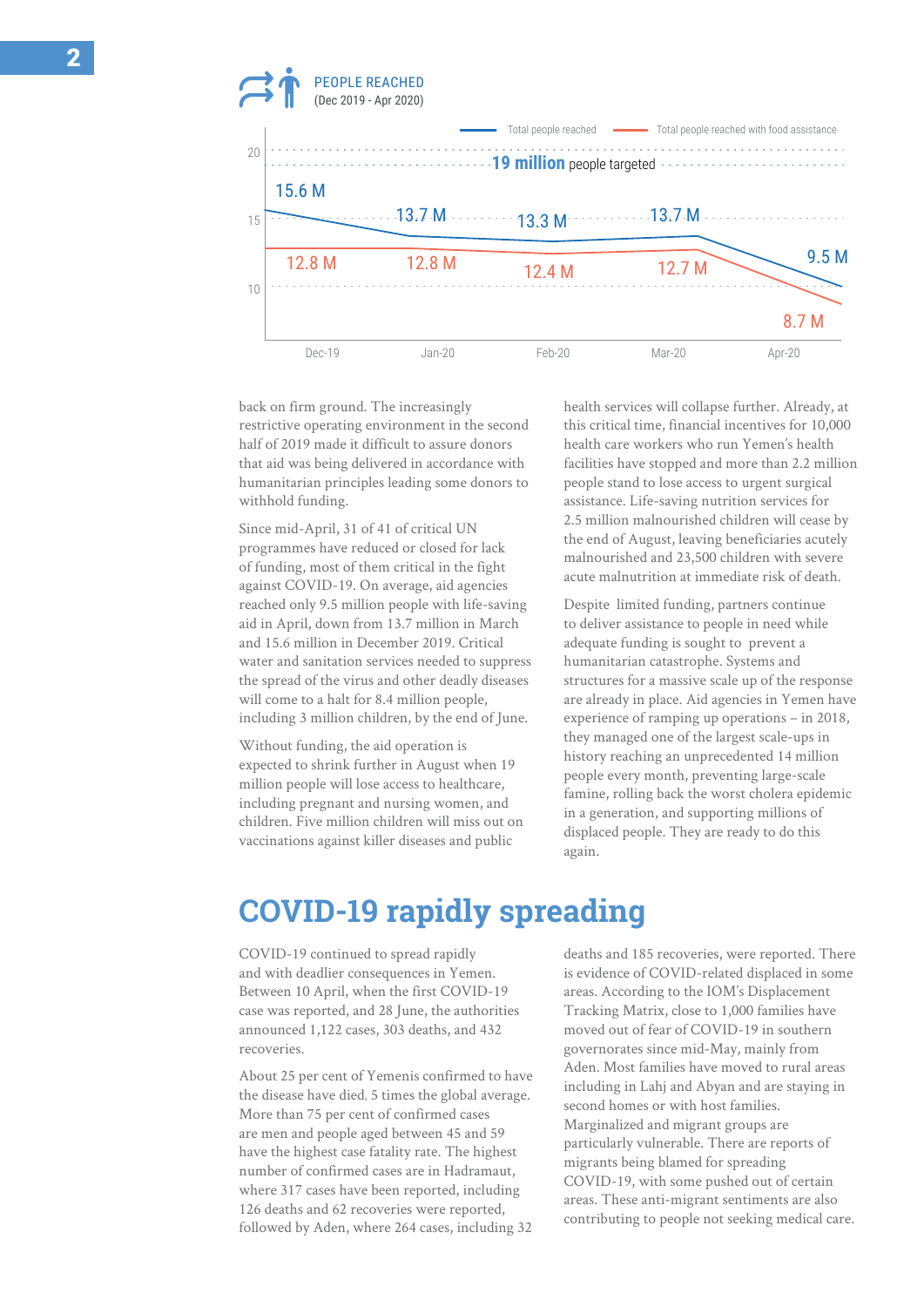**PEOPLE REACHED**
(Dec 2019 - Apr 2020)

| | Dec-19 | Jan-20 | Feb-20 | Mar-20 | Apr-20 |
|---|---|---|---|---|---|
| Total people reached | 15.6 M | 13.7 M | 13.3 M | 13.7 M | 9.5 M |
| Total people reached with food assistance | 12.8 M | 12.8 M | 12.4 M | 12.7 M | 8.7 M |

**19 million** people targeted

back on firm ground. The increasingly restrictive operating environment in the second half of 2019 made it difficult to assure donors that aid was being delivered in accordance with humanitarian principles leading some donors to withhold funding.

Since mid-April, 31 of 41 of critical UN programmes have reduced or closed for lack of funding, most of them critical in the fight against COVID-19. On average, aid agencies reached only 9.5 million people with life-saving aid in April, down from 13.7 million in March and 15.6 million in December 2019. Critical water and sanitation services needed to suppress the spread of the virus and other deadly diseases will come to a halt for 8.4 million people, including 3 million children, by the end of June.

Without funding, the aid operation is expected to shrink further in August when 19 million people will lose access to healthcare, including pregnant and nursing women, and children. Five million children will miss out on vaccinations against killer diseases and public health services will collapse further. Already, at this critical time, financial incentives for 10,000 health care workers who run Yemen's health facilities have stopped and more than 2.2 million people stand to lose access to urgent surgical assistance. Life-saving nutrition services for 2.5 million malnourished children will cease by the end of August, leaving beneficiaries acutely malnourished and 23,500 children with severe acute malnutrition at immediate risk of death.

Despite limited funding, partners continue to deliver assistance to people in need while adequate funding is sought to prevent a humanitarian catastrophe. Systems and structures for a massive scale up of the response are already in place. Aid agencies in Yemen have experience of ramping up operations – in 2018, they managed one of the largest scale-ups in history reaching an unprecedented 14 million people every month, preventing large-scale famine, rolling back the worst cholera epidemic in a generation, and supporting millions of displaced people. They are ready to do this again.

# COVID-19 rapidly spreading

COVID-19 continued to spread rapidly and with deadlier consequences in Yemen. Between 10 April, when the first COVID-19 case was reported, and 28 June, the authorities announced 1,122 cases, 303 deaths, and 432 recoveries.

About 25 per cent of Yemenis confirmed to have the disease have died, 5 times the global average. More than 75 per cent of confirmed cases are men and people aged between 45 and 59 have the highest case fatality rate. The highest number of confirmed cases are in Hadramaut, where 317 cases have been reported, including 126 deaths and 62 recoveries were reported, followed by Aden, where 264 cases, including 32 deaths and 185 recoveries, were reported. There is evidence of COVID-related displaced in some areas. According to the IOM's Displacement Tracking Matrix, close to 1,000 families have moved out of fear of COVID-19 in southern governorates since mid-May, mainly from Aden. Most families have moved to rural areas including in Lahj and Abyan and are staying in second homes or with host families. Marginalized and migrant groups are particularly vulnerable. There are reports of migrants being blamed for spreading COVID-19, with some pushed out of certain areas. These anti-migrant sentiments are also contributing to people not seeking medical care.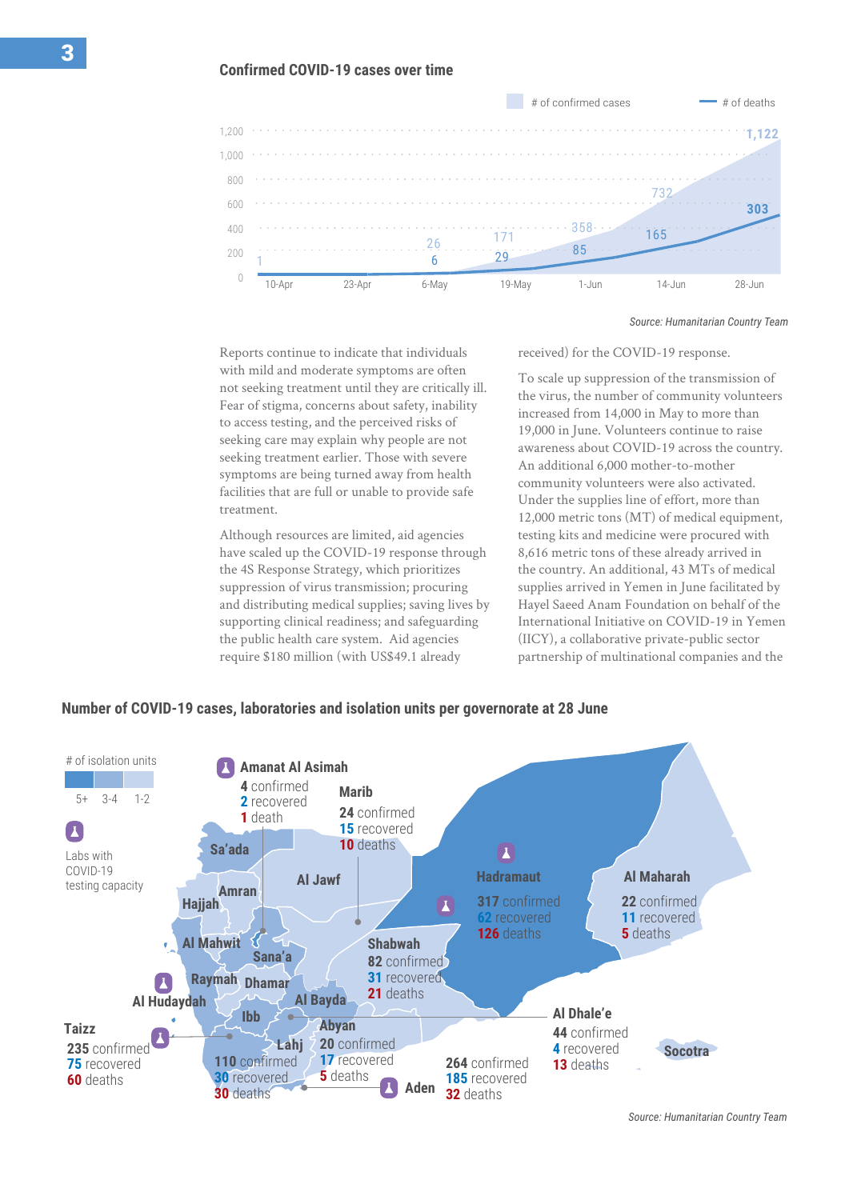## Confirmed COVID-19 cases over time

| Date | # of confirmed cases | # of deaths |
|---|---|---|
| 10-Apr | 1 | |
| 6-May | 26 | 6 |
| 19-May | 171 | 29 |
| 1-Jun | 358 | 85 |
| 14-Jun | 732 | 165 |
| 28-Jun | 1,122 | 303 |

*Source: Humanitarian Country Team*

Reports continue to indicate that individuals with mild and moderate symptoms are often not seeking treatment until they are critically ill. Fear of stigma, concerns about safety, inability to access testing, and the perceived risks of seeking care may explain why people are not seeking treatment earlier. Those with severe symptoms are being turned away from health facilities that are full or unable to provide safe treatment.

Although resources are limited, aid agencies have scaled up the COVID-19 response through the 4S Response Strategy, which prioritizes suppression of virus transmission; procuring and distributing medical supplies; saving lives by supporting clinical readiness; and safeguarding the public health care system. Aid agencies require $180 million (with US$49.1 already received) for the COVID-19 response.

To scale up suppression of the transmission of the virus, the number of community volunteers increased from 14,000 in May to more than 19,000 in June. Volunteers continue to raise awareness about COVID-19 across the country. An additional 6,000 mother-to-mother community volunteers were also activated. Under the supplies line of effort, more than 12,000 metric tons (MT) of medical equipment, testing kits and medicine were procured with 8,616 metric tons of these already arrived in the country. An additional, 43 MTs of medical supplies arrived in Yemen in June facilitated by Hayel Saeed Anam Foundation on behalf of the International Initiative on COVID-19 in Yemen (IICY), a collaborative private-public sector partnership of multinational companies and the

## Number of COVID-19 cases, laboratories and isolation units per governorate at 28 June

| Governorate | Confirmed | Recovered | Deaths |
|---|---|---|---|
| Amanat Al Asimah | 4 | 2 | 1 |
| Marib | 24 | 15 | 10 |
| Hadramaut | 317 | 62 | 126 |
| Al Maharah | 22 | 11 | 5 |
| Shabwah | 82 | 31 | 21 |
| Al Dhale'e | 44 | 4 | 13 |
| Taizz | 235 | 75 | 60 |
| Lahj | 110 | 30 | 30 |
| Abyan | 20 | 17 | 5 |
| Aden | 264 | 185 | 32 |

# of isolation units: 5+ / 3-4 / 1-2

Labs with COVID-19 testing capacity: Amanat Al Asimah, Hadramaut (2), Al Hudaydah, Taizz, Aden

*Source: Humanitarian Country Team*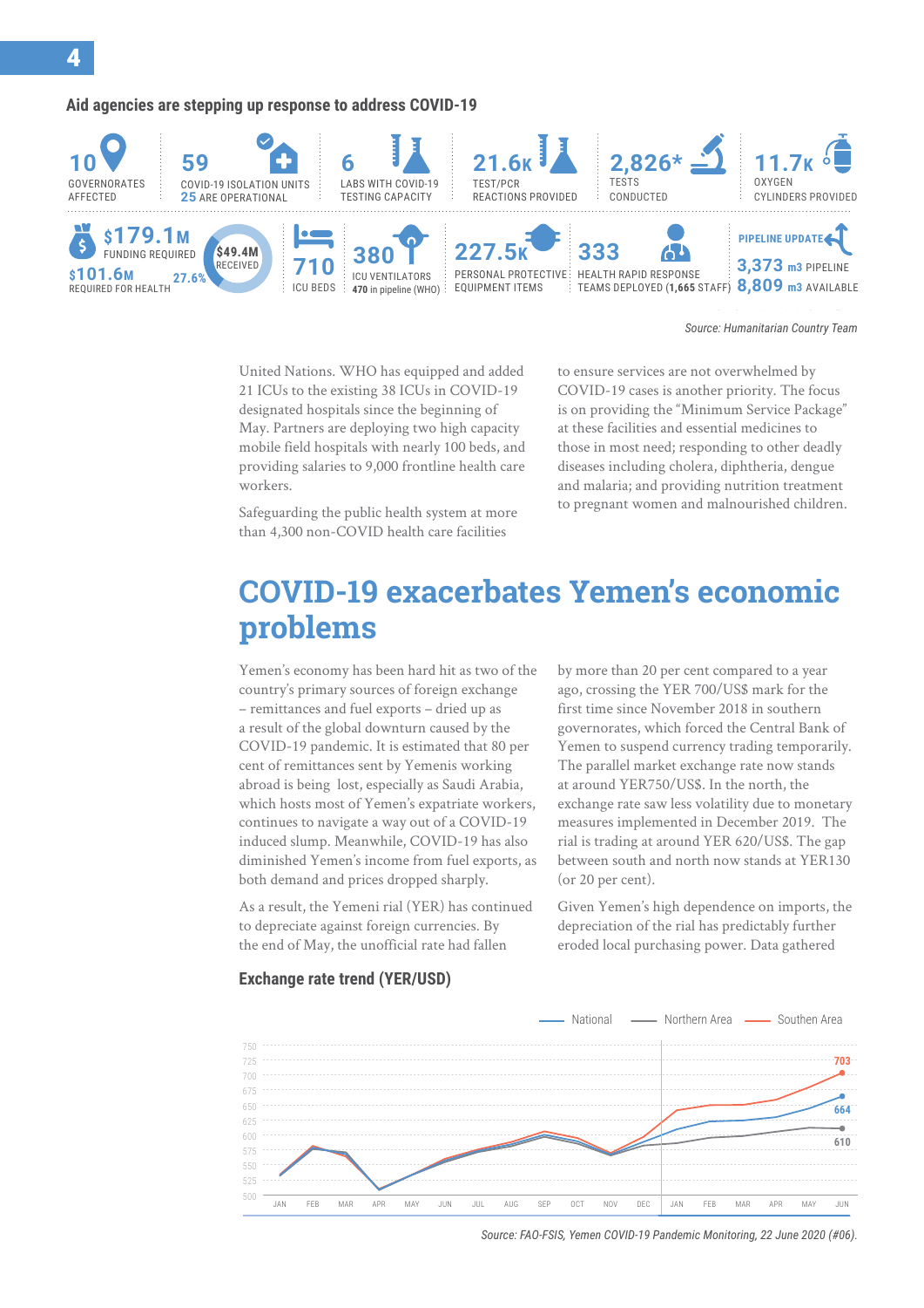### Aid agencies are stepping up response to address COVID-19

10 GOVERNORATES AFFECTED

59 COVID-19 ISOLATION UNITS
25 ARE OPERATIONAL

6 LABS WITH COVID-19 TESTING CAPACITY

21.6K TEST/PCR REACTIONS PROVIDED

2,826* TESTS CONDUCTED

11.7K OXYGEN CYLINDERS PROVIDED

$179.1M FUNDING REQUIRED
$101.6M REQUIRED FOR HEALTH
$49.4M RECEIVED
27.6%

710 ICU BEDS

380 ICU VENTILATORS
470 in pipeline (WHO)

227.5K PERSONAL PROTECTIVE EQUIPMENT ITEMS

333 HEALTH RAPID RESPONSE TEAMS DEPLOYED (1,665 STAFF)

PIPELINE UPDATE
3,373 m3 PIPELINE
8,809 m3 AVAILABLE

*Source: Humanitarian Country Team*

United Nations. WHO has equipped and added 21 ICUs to the existing 38 ICUs in COVID-19 designated hospitals since the beginning of May. Partners are deploying two high capacity mobile field hospitals with nearly 100 beds, and providing salaries to 9,000 frontline health care workers.

Safeguarding the public health system at more than 4,300 non-COVID health care facilities to ensure services are not overwhelmed by COVID-19 cases is another priority. The focus is on providing the "Minimum Service Package" at these facilities and essential medicines to those in most need; responding to other deadly diseases including cholera, diphtheria, dengue and malaria; and providing nutrition treatment to pregnant women and malnourished children.

# COVID-19 exacerbates Yemen's economic problems

Yemen's economy has been hard hit as two of the country's primary sources of foreign exchange – remittances and fuel exports – dried up as a result of the global downturn caused by the COVID-19 pandemic. It is estimated that 80 per cent of remittances sent by Yemenis working abroad is being lost, especially as Saudi Arabia, which hosts most of Yemen's expatriate workers, continues to navigate a way out of a COVID-19 induced slump. Meanwhile, COVID-19 has also diminished Yemen's income from fuel exports, as both demand and prices dropped sharply.

As a result, the Yemeni rial (YER) has continued to depreciate against foreign currencies. By the end of May, the unofficial rate had fallen by more than 20 per cent compared to a year ago, crossing the YER 700/US$ mark for the first time since November 2018 in southern governorates, which forced the Central Bank of Yemen to suspend currency trading temporarily. The parallel market exchange rate now stands at around YER750/US$. In the north, the exchange rate saw less volatility due to monetary measures implemented in December 2019. The rial is trading at around YER 620/US$. The gap between south and north now stands at YER130 (or 20 per cent).

Given Yemen's high dependence on imports, the depreciation of the rial has predictably further eroded local purchasing power. Data gathered

### Exchange rate trend (YER/USD)

National — Northern Area — Southen Area

750, 725, 700, 675, 650, 625, 600, 575, 550, 525, 500

JAN FEB MAR APR MAY JUN JUL AUG SEP OCT NOV DEC JAN FEB MAR APR MAY JUN

703
664
610

*Source: FAO-FSIS, Yemen COVID-19 Pandemic Monitoring, 22 June 2020 (#06).*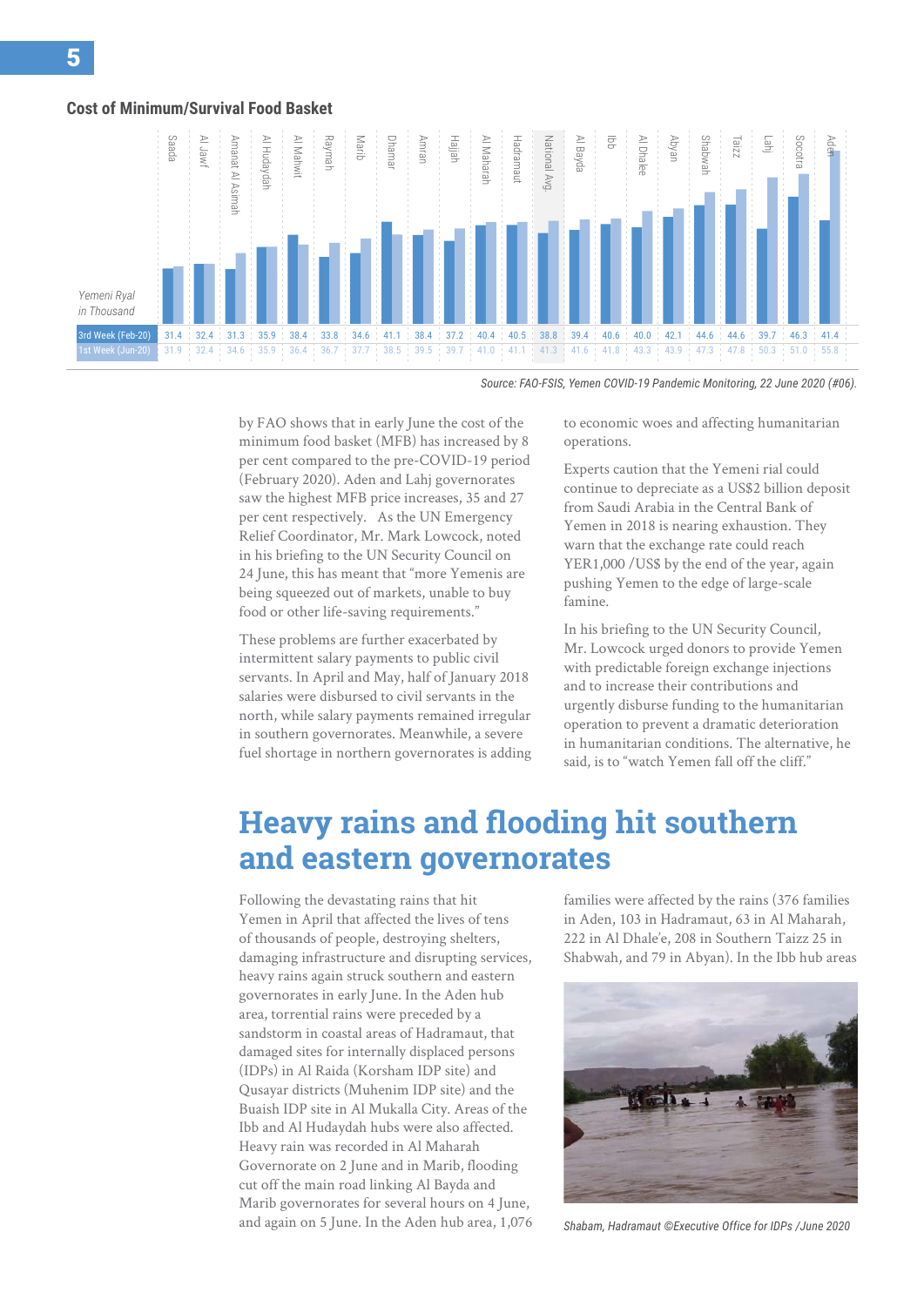## Cost of Minimum/Survival Food Basket

Yemeni Ryal in Thousand

| | Saada | Al Jawf | Amanat Al Asimah | Al Hudaydah | Al Mahwit | Raymah | Marib | Dhamar | Amran | Hajjah | Al Maharah | Hadramaut | National Avg | Al Bayda | Ibb | Al Dhalee | Abyan | Shabwah | Taizz | Lahj | Socotra | Aden |
|---|---|---|---|---|---|---|---|---|---|---|---|---|---|---|---|---|---|---|---|---|---|---|
| 3rd Week (Feb-20) | 31.4 | 32.4 | 31.3 | 35.9 | 38.4 | 33.8 | 34.6 | 41.1 | 38.4 | 37.2 | 40.4 | 40.5 | 38.8 | 39.4 | 40.6 | 40.0 | 42.1 | 44.6 | 44.6 | 39.7 | 46.3 | 41.4 |
| 1st Week (Jun-20) | 31.9 | 32.4 | 34.6 | 35.9 | 36.4 | 36.7 | 37.7 | 38.5 | 39.5 | 39.7 | 41.0 | 41.1 | 41.3 | 41.6 | 41.8 | 43.3 | 43.9 | 47.3 | 47.8 | 50.3 | 51.0 | 55.8 |

*Source: FAO-FSIS, Yemen COVID-19 Pandemic Monitoring, 22 June 2020 (#06).*

by FAO shows that in early June the cost of the minimum food basket (MFB) has increased by 8 per cent compared to the pre-COVID-19 period (February 2020). Aden and Lahj governorates saw the highest MFB price increases, 35 and 27 per cent respectively. As the UN Emergency Relief Coordinator, Mr. Mark Lowcock, noted in his briefing to the UN Security Council on 24 June, this has meant that "more Yemenis are being squeezed out of markets, unable to buy food or other life-saving requirements."

These problems are further exacerbated by intermittent salary payments to public civil servants. In April and May, half of January 2018 salaries were disbursed to civil servants in the north, while salary payments remained irregular in southern governorates. Meanwhile, a severe fuel shortage in northern governorates is adding to economic woes and affecting humanitarian operations.

Experts caution that the Yemeni rial could continue to depreciate as a US$2 billion deposit from Saudi Arabia in the Central Bank of Yemen in 2018 is nearing exhaustion. They warn that the exchange rate could reach YER1,000 /US$ by the end of the year, again pushing Yemen to the edge of large-scale famine.

In his briefing to the UN Security Council, Mr. Lowcock urged donors to provide Yemen with predictable foreign exchange injections and to increase their contributions and urgently disburse funding to the humanitarian operation to prevent a dramatic deterioration in humanitarian conditions. The alternative, he said, is to "watch Yemen fall off the cliff."

# Heavy rains and flooding hit southern and eastern governorates

Following the devastating rains that hit Yemen in April that affected the lives of tens of thousands of people, destroying shelters, damaging infrastructure and disrupting services, heavy rains again struck southern and eastern governorates in early June. In the Aden hub area, torrential rains were preceded by a sandstorm in coastal areas of Hadramaut, that damaged sites for internally displaced persons (IDPs) in Al Raida (Korsham IDP site) and Qusayar districts (Muhenim IDP site) and the Buaish IDP site in Al Mukalla City. Areas of the Ibb and Al Hudaydah hubs were also affected. Heavy rain was recorded in Al Maharah Governorate on 2 June and in Marib, flooding cut off the main road linking Al Bayda and Marib governorates for several hours on 4 June, and again on 5 June. In the Aden hub area, 1,076 families were affected by the rains (376 families in Aden, 103 in Hadramaut, 63 in Al Maharah, 222 in Al Dhale'e, 208 in Southern Taizz 25 in Shabwah, and 79 in Abyan). In the Ibb hub areas

*Shabam, Hadramaut ©Executive Office for IDPs /June 2020*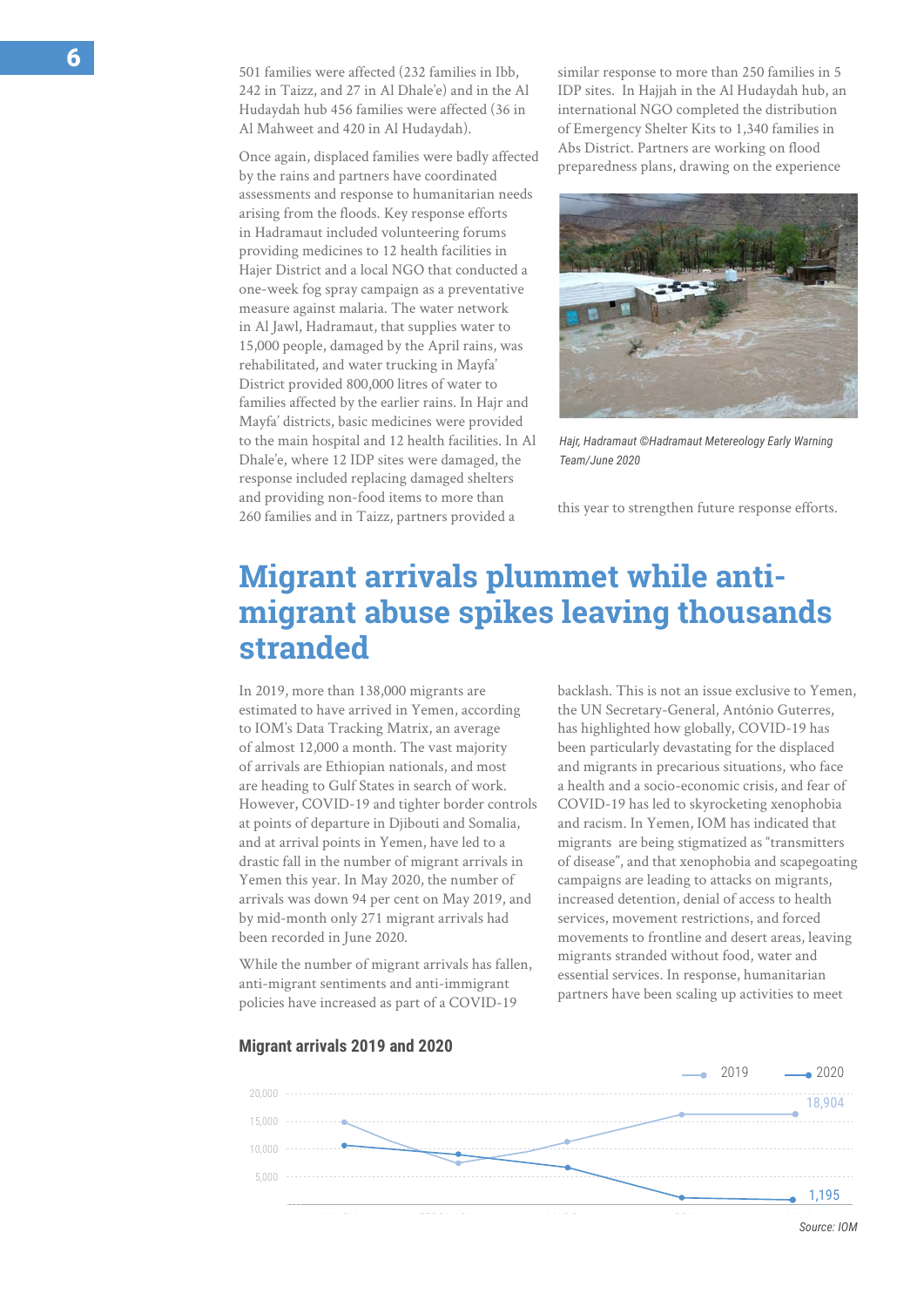501 families were affected (232 families in Ibb, 242 in Taizz, and 27 in Al Dhale'e) and in the Al Hudaydah hub 456 families were affected (36 in Al Mahweet and 420 in Al Hudaydah).

Once again, displaced families were badly affected by the rains and partners have coordinated assessments and response to humanitarian needs arising from the floods. Key response efforts in Hadramaut included volunteering forums providing medicines to 12 health facilities in Hajer District and a local NGO that conducted a one-week fog spray campaign as a preventative measure against malaria. The water network in Al Jawl, Hadramaut, that supplies water to 15,000 people, damaged by the April rains, was rehabilitated, and water trucking in Mayfa' District provided 800,000 litres of water to families affected by the earlier rains. In Hajr and Mayfa' districts, basic medicines were provided to the main hospital and 12 health facilities. In Al Dhale'e, where 12 IDP sites were damaged, the response included replacing damaged shelters and providing non-food items to more than 260 families and in Taizz, partners provided a similar response to more than 250 families in 5 IDP sites. In Hajjah in the Al Hudaydah hub, an international NGO completed the distribution of Emergency Shelter Kits to 1,340 families in Abs District. Partners are working on flood preparedness plans, drawing on the experience this year to strengthen future response efforts.

*Hajr, Hadramaut ©Hadramaut Metereology Early Warning Team/June 2020*

# Migrant arrivals plummet while anti-migrant abuse spikes leaving thousands stranded

In 2019, more than 138,000 migrants are estimated to have arrived in Yemen, according to IOM's Data Tracking Matrix, an average of almost 12,000 a month. The vast majority of arrivals are Ethiopian nationals, and most are heading to Gulf States in search of work. However, COVID-19 and tighter border controls at points of departure in Djibouti and Somalia, and at arrival points in Yemen, have led to a drastic fall in the number of migrant arrivals in Yemen this year. In May 2020, the number of arrivals was down 94 per cent on May 2019, and by mid-month only 271 migrant arrivals had been recorded in June 2020.

While the number of migrant arrivals has fallen, anti-migrant sentiments and anti-immigrant policies have increased as part of a COVID-19 backlash. This is not an issue exclusive to Yemen, the UN Secretary-General, António Guterres, has highlighted how globally, COVID-19 has been particularly devastating for the displaced and migrants in precarious situations, who face a health and socio-economic crisis, and fear of COVID-19 has led to skyrocketing xenophobia and racism. In Yemen, IOM has indicated that migrants are being stigmatized as "transmitters of disease", and that xenophobia and scapegoating campaigns are leading to attacks on migrants, increased detention, denial of access to health services, movement restrictions, and forced movements to frontline and desert areas, leaving migrants stranded without food, water and essential services. In response, humanitarian partners have been scaling up activities to meet

### Migrant arrivals 2019 and 2020

2019
2020
20,000
15,000
10,000
5,000
18,904
1,195

*Source: IOM*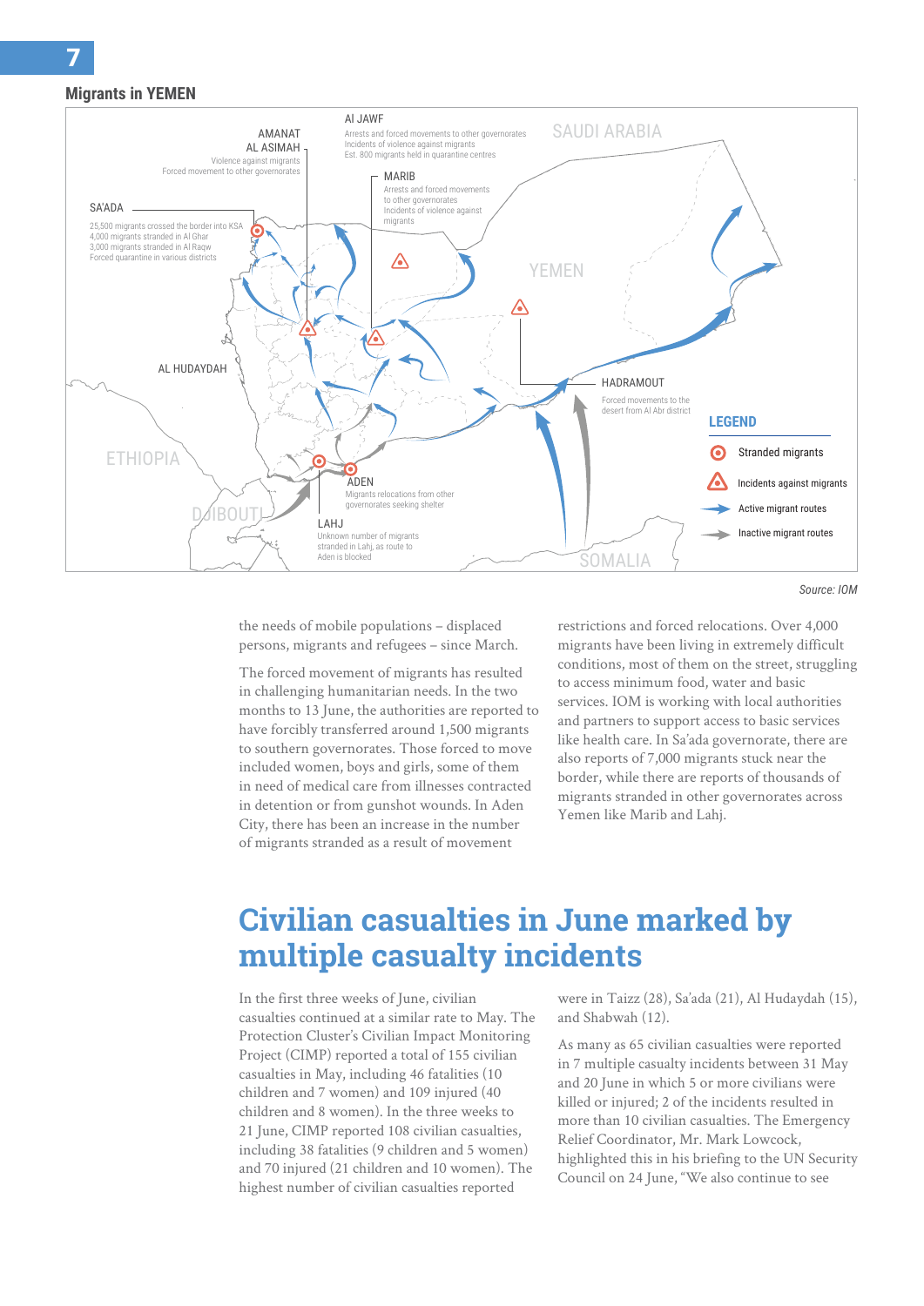## Migrants in YEMEN

AL JAWF
Arrests and forced movements to other governorates
Incidents of violence against migrants
Est. 800 migrants held in quarantine centres

AMANAT AL ASIMAH
Violence against migrants
Forced movement to other governorates

MARIB
Arrests and forced movements to other governorates
Incidents of violence against migrants

SA'ADA
25,500 migrants crossed the border into KSA
4,000 migrants stranded in Al Ghar
3,000 migrants stranded in Al Raqw
Forced quarantine in various districts

AL HUDAYDAH

HADRAMOUT
Forced movements to the desert from Al Abr district

ADEN
Migrants relocations from other governorates seeking shelter

LAHJ
Unknown number of migrants stranded in Lahj, as route to Aden is blocked

SAUDI ARABIA · YEMEN · ETHIOPIA · DJIBOUTI · SOMALIA

LEGEND
- Stranded migrants
- Incidents against migrants
- Active migrant routes
- Inactive migrant routes

*Source: IOM*

the needs of mobile populations – displaced persons, migrants and refugees – since March.

The forced movement of migrants has resulted in challenging humanitarian needs. In the two months to 13 June, the authorities are reported to have forcibly transferred around 1,500 migrants to southern governorates. Those forced to move included women, boys and girls, some of them in need of medical care from illnesses contracted in detention or from gunshot wounds. In Aden City, there has been an increase in the number of migrants stranded as a result of movement restrictions and forced relocations. Over 4,000 migrants have been living in extremely difficult conditions, most of them on the street, struggling to access minimum food, water and basic services. IOM is working with local authorities and partners to support access to basic services like health care. In Sa'ada governorate, there are also reports of 7,000 migrants stuck near the border, while there are reports of thousands of migrants stranded in other governorates across Yemen like Marib and Lahj.

# Civilian casualties in June marked by multiple casualty incidents

In the first three weeks of June, civilian casualties continued at a similar rate to May. The Protection Cluster's Civilian Impact Monitoring Project (CIMP) reported a total of 155 civilian casualties in May, including 46 fatalities (10 children and 7 women) and 109 injured (40 children and 8 women). In the three weeks to 21 June, CIMP reported 108 civilian casualties, including 38 fatalities (9 children and 5 women) and 70 injured (21 children and 10 women). The highest number of civilian casualties reported were in Taizz (28), Sa'ada (21), Al Hudaydah (15), and Shabwah (12).

As many as 65 civilian casualties were reported in 7 multiple casualty incidents between 31 May and 20 June in which 5 or more civilians were killed or injured; 2 of the incidents resulted in more than 10 civilian casualties. The Emergency Relief Coordinator, Mr. Mark Lowcock, highlighted this in his briefing to the UN Security Council on 24 June, "We also continue to see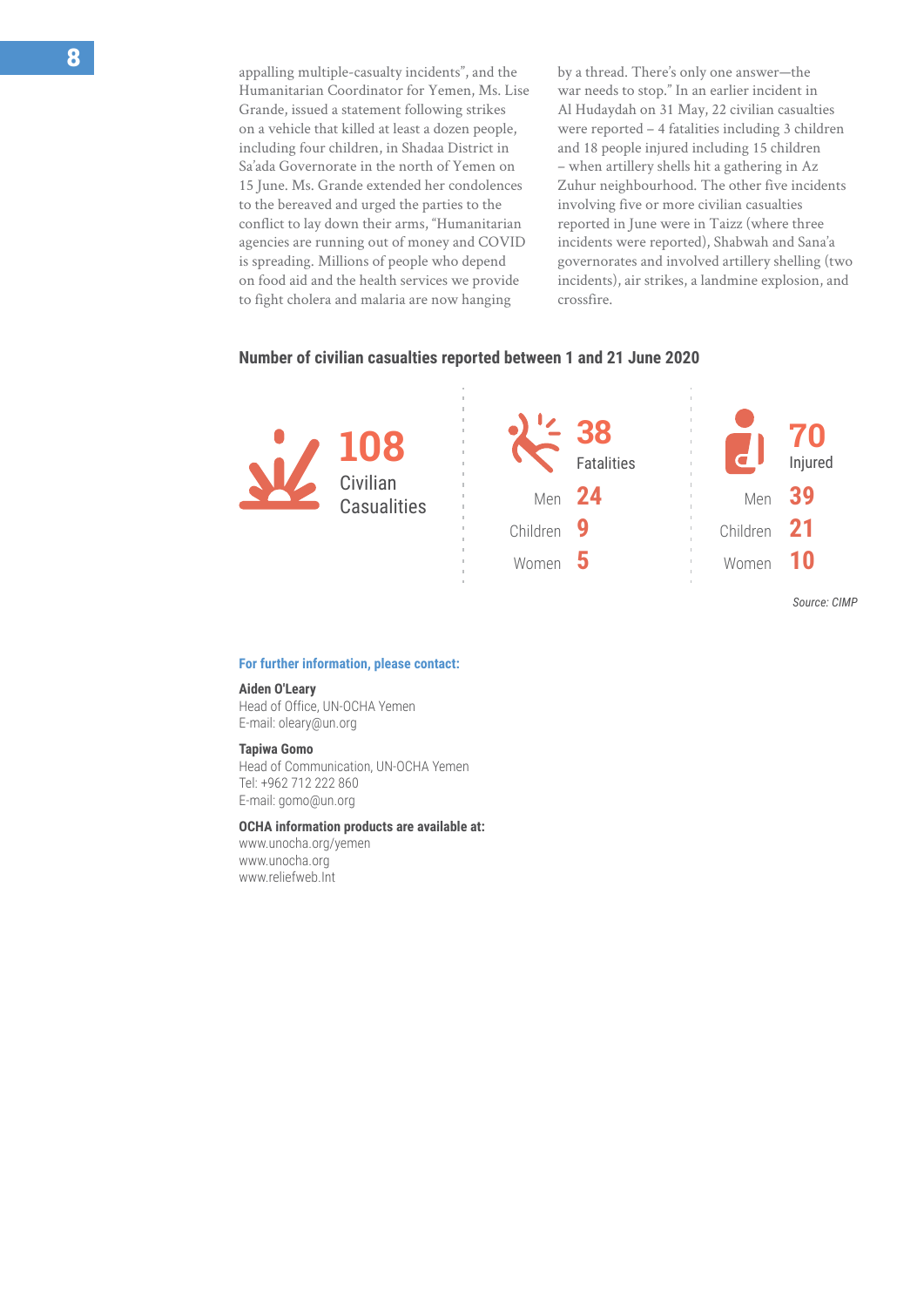appalling multiple-casualty incidents", and the Humanitarian Coordinator for Yemen, Ms. Lise Grande, issued a statement following strikes on a vehicle that killed at least a dozen people, including four children, in Shadaa District in Sa'ada Governorate in the north of Yemen on 15 June. Ms. Grande extended her condolences to the bereaved and urged the parties to the conflict to lay down their arms, "Humanitarian agencies are running out of money and COVID is spreading. Millions of people who depend on food aid and the health services we provide to fight cholera and malaria are now hanging by a thread. There's only one answer—the war needs to stop." In an earlier incident in Al Hudaydah on 31 May, 22 civilian casualties were reported – 4 fatalities including 3 children and 18 people injured including 15 children – when artillery shells hit a gathering in Az Zuhur neighbourhood. The other five incidents involving five or more civilian casualties reported in June were in Taizz (where three incidents were reported), Shabwah and Sana'a governorates and involved artillery shelling (two incidents), air strikes, a landmine explosion, and crossfire.

**Number of civilian casualties reported between 1 and 21 June 2020**

108
Civilian Casualties

38
Fatalities
Men 24
Children 9
Women 5

70
Injured
Men 39
Children 21
Women 10

*Source: CIMP*

**For further information, please contact:**

**Aiden O'Leary**
Head of Office, UN-OCHA Yemen
E-mail: oleary@un.org

**Tapiwa Gomo**
Head of Communication, UN-OCHA Yemen
Tel: +962 712 222 860
E-mail: gomo@un.org

**OCHA information products are available at:**
www.unocha.org/yemen
www.unocha.org
www.reliefweb.Int